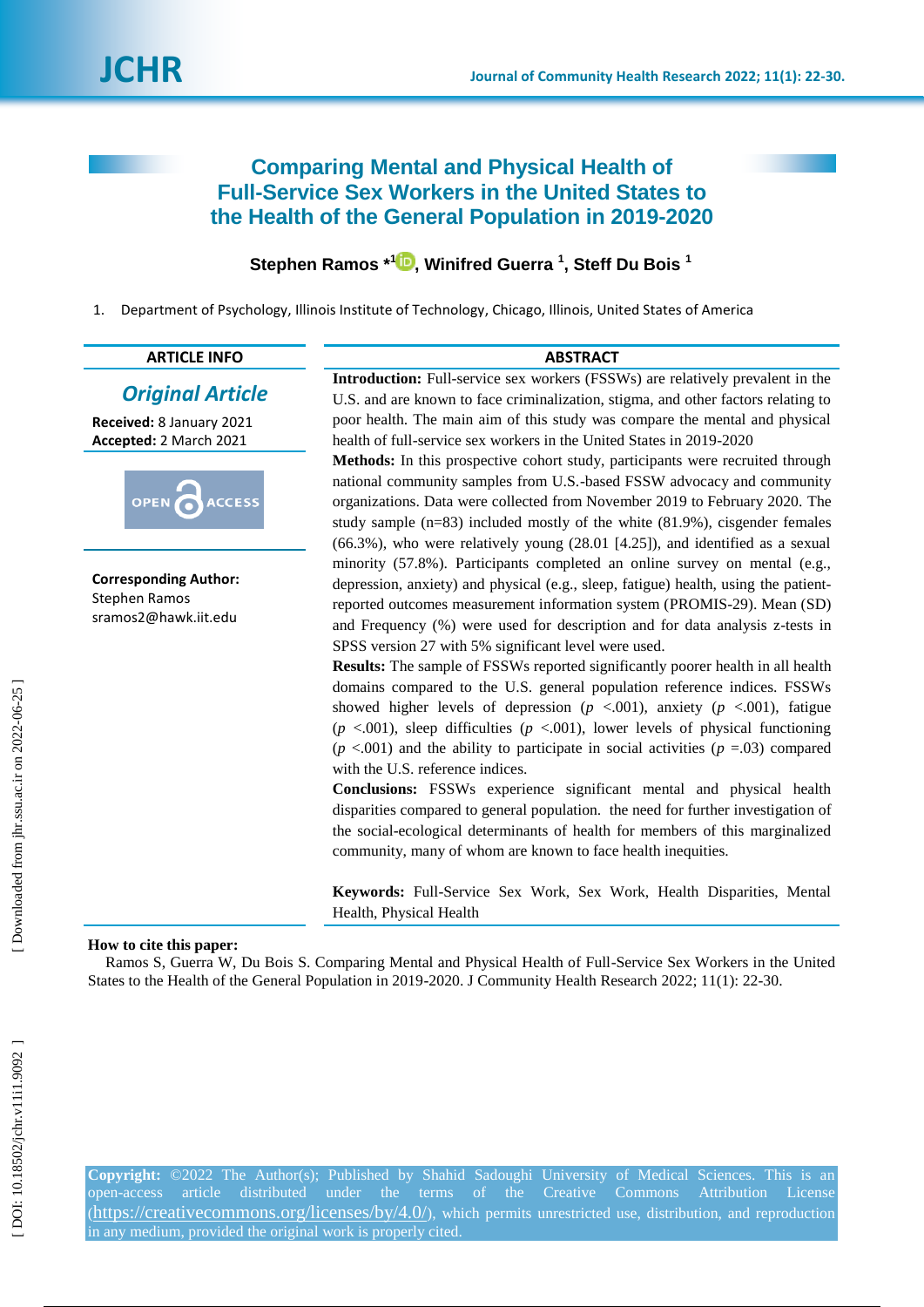# Comparing Mental and Physical Health of Full-Service Sex Workers in the United States to the Health of the General Population in 2019-2020

**Stephen Ramos** *[1], **Winifred Guerra** [1], **Steff Du Bois** [1]

1. Department of Psychology, Illinois Institute of Technology, Chicago, Illinois, United States of America

## ARTICLE INFO

***Original Article***

**Received:** 8 January 2021
**Accepted:** 2 March 2021

OPEN ACCESS

**Corresponding Author:**
Stephen Ramos
sramos2@hawk.iit.edu

## ABSTRACT

**Introduction:** Full-service sex workers (FSSWs) are relatively prevalent in the U.S. and are known to face criminalization, stigma, and other factors relating to poor health. The main aim of this study was compare the mental and physical health of full-service sex workers in the United States in 2019-2020

**Methods:** In this prospective cohort study, participants were recruited through national community samples from U.S.-based FSSW advocacy and community organizations. Data were collected from November 2019 to February 2020. The study sample (n=83) included mostly of the white (81.9%), cisgender females (66.3%), who were relatively young (28.01 [4.25]), and identified as a sexual minority (57.8%). Participants completed an online survey on mental (e.g., depression, anxiety) and physical (e.g., sleep, fatigue) health, using the patient-reported outcomes measurement information system (PROMIS-29). Mean (SD) and Frequency (%) were used for description and for data analysis z-tests in SPSS version 27 with 5% significant level were used.

**Results:** The sample of FSSWs reported significantly poorer health in all health domains compared to the U.S. general population reference indices. FSSWs showed higher levels of depression ($p$ <.001), anxiety ($p$ <.001), fatigue ($p$ <.001), sleep difficulties ($p$ <.001), lower levels of physical functioning ($p$ <.001) and the ability to participate in social activities ($p$ =.03) compared with the U.S. reference indices.

**Conclusions:** FSSWs experience significant mental and physical health disparities compared to general population. the need for further investigation of the social-ecological determinants of health for members of this marginalized community, many of whom are known to face health inequities.

**Keywords:** Full-Service Sex Work, Sex Work, Health Disparities, Mental Health, Physical Health

**How to cite this paper:**
Ramos S, Guerra W, Du Bois S. Comparing Mental and Physical Health of Full-Service Sex Workers in the United States to the Health of the General Population in 2019-2020. J Community Health Research 2022; 11(1): 22-30.

**Copyright:** ©2022 The Author(s); Published by Shahid Sadoughi University of Medical Sciences. This is an open-access article distributed under the terms of the Creative Commons Attribution License (https://creativecommons.org/licenses/by/4.0/), which permits unrestricted use, distribution, and reproduction in any medium, provided the original work is properly cited.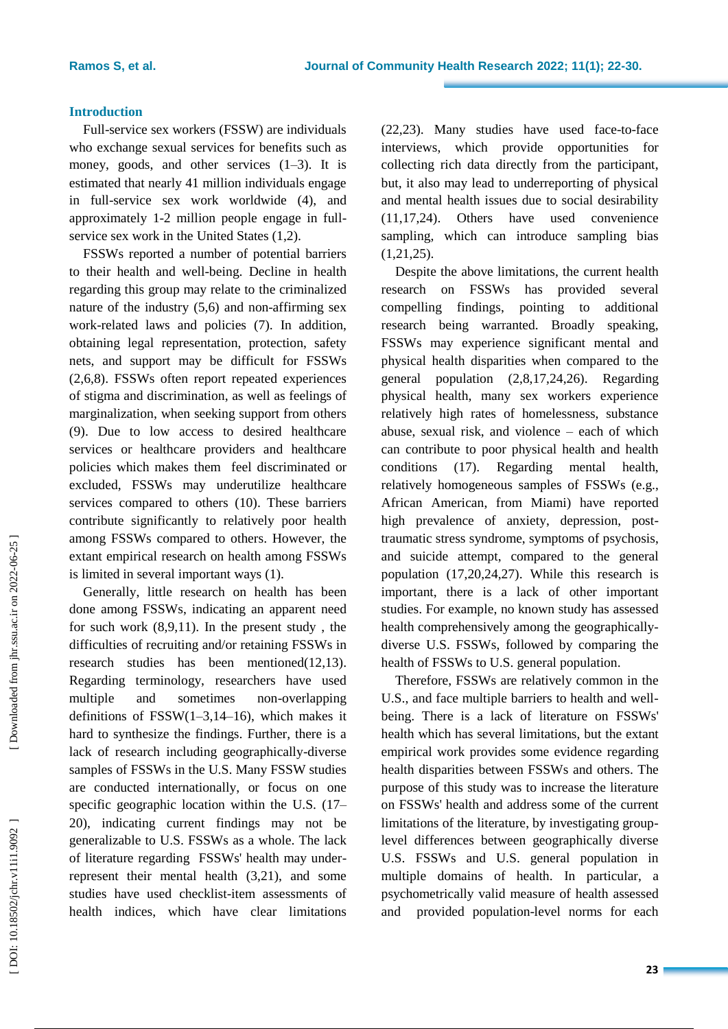## Introduction

Full-service sex workers (FSSW) are individuals who exchange sexual services for benefits such as money, goods, and other services (1–3). It is estimated that nearly 41 million individuals engage in full-service sex work worldwide (4), and approximately 1-2 million people engage in full-service sex work in the United States (1,2).

FSSWs reported a number of potential barriers to their health and well-being. Decline in health regarding this group may relate to the criminalized nature of the industry (5,6) and non-affirming sex work-related laws and policies (7). In addition, obtaining legal representation, protection, safety nets, and support may be difficult for FSSWs (2,6,8). FSSWs often report repeated experiences of stigma and discrimination, as well as feelings of marginalization, when seeking support from others (9). Due to low access to desired healthcare services or healthcare providers and healthcare policies which makes them feel discriminated or excluded, FSSWs may underutilize healthcare services compared to others (10). These barriers contribute significantly to relatively poor health among FSSWs compared to others. However, the extant empirical research on health among FSSWs is limited in several important ways (1).

Generally, little research on health has been done among FSSWs, indicating an apparent need for such work (8,9,11). In the present study , the difficulties of recruiting and/or retaining FSSWs in research studies has been mentioned(12,13). Regarding terminology, researchers have used multiple and sometimes non-overlapping definitions of FSSW(1–3,14–16), which makes it hard to synthesize the findings. Further, there is a lack of research including geographically-diverse samples of FSSWs in the U.S. Many FSSW studies are conducted internationally, or focus on one specific geographic location within the U.S. (17–20), indicating current findings may not be generalizable to U.S. FSSWs as a whole. The lack of literature regarding FSSWs' health may under-represent their mental health (3,21), and some studies have used checklist-item assessments of health indices, which have clear limitations (22,23). Many studies have used face-to-face interviews, which provide opportunities for collecting rich data directly from the participant, but, it also may lead to underreporting of physical and mental health issues due to social desirability (11,17,24). Others have used convenience sampling, which can introduce sampling bias (1,21,25).

Despite the above limitations, the current health research on FSSWs has provided several compelling findings, pointing to additional research being warranted. Broadly speaking, FSSWs may experience significant mental and physical health disparities when compared to the general population (2,8,17,24,26). Regarding physical health, many sex workers experience relatively high rates of homelessness, substance abuse, sexual risk, and violence – each of which can contribute to poor physical health and health conditions (17). Regarding mental health, relatively homogeneous samples of FSSWs (e.g., African American, from Miami) have reported high prevalence of anxiety, depression, post-traumatic stress syndrome, symptoms of psychosis, and suicide attempt, compared to the general population (17,20,24,27). While this research is important, there is a lack of other important studies. For example, no known study has assessed health comprehensively among the geographically-diverse U.S. FSSWs, followed by comparing the health of FSSWs to U.S. general population.

Therefore, FSSWs are relatively common in the U.S., and face multiple barriers to health and well-being. There is a lack of literature on FSSWs' health which has several limitations, but the extant empirical work provides some evidence regarding health disparities between FSSWs and others. The purpose of this study was to increase the literature on FSSWs' health and address some of the current limitations of the literature, by investigating group-level differences between geographically diverse U.S. FSSWs and U.S. general population in multiple domains of health. In particular, a psychometrically valid measure of health assessed and provided population-level norms for each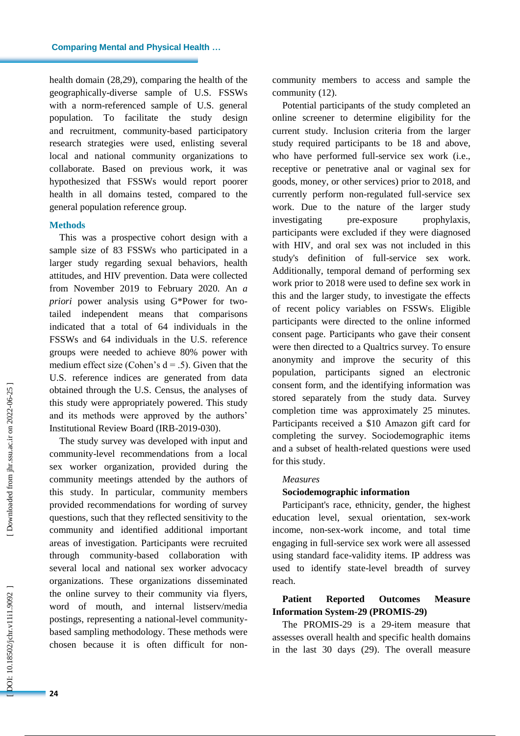health domain (28,29), comparing the health of the geographically-diverse sample of U.S. FSSWs with a norm-referenced sample of U.S. general population. To facilitate the study design and recruitment, community-based participatory research strategies were used, enlisting several local and national community organizations to collaborate. Based on previous work, it was hypothesized that FSSWs would report poorer health in all domains tested, compared to the general population reference group.

## Methods

This was a prospective cohort design with a sample size of 83 FSSWs who participated in a larger study regarding sexual behaviors, health attitudes, and HIV prevention. Data were collected from November 2019 to February 2020. An *a priori* power analysis using G*Power for two-tailed independent means that comparisons indicated that a total of 64 individuals in the FSSWs and 64 individuals in the U.S. reference groups were needed to achieve 80% power with medium effect size (Cohen's d = .5). Given that the U.S. reference indices are generated from data obtained through the U.S. Census, the analyses of this study were appropriately powered. This study and its methods were approved by the authors' Institutional Review Board (IRB-2019-030).

The study survey was developed with input and community-level recommendations from a local sex worker organization, provided during the community meetings attended by the authors of this study. In particular, community members provided recommendations for wording of survey questions, such that they reflected sensitivity to the community and identified additional important areas of investigation. Participants were recruited through community-based collaboration with several local and national sex worker advocacy organizations. These organizations disseminated the online survey to their community via flyers, word of mouth, and internal listserv/media postings, representing a national-level community-based sampling methodology. These methods were chosen because it is often difficult for non-community members to access and sample the community (12).

Potential participants of the study completed an online screener to determine eligibility for the current study. Inclusion criteria from the larger study required participants to be 18 and above, who have performed full-service sex work (i.e., receptive or penetrative anal or vaginal sex for goods, money, or other services) prior to 2018, and currently perform non-regulated full-service sex work. Due to the nature of the larger study investigating pre-exposure prophylaxis, participants were excluded if they were diagnosed with HIV, and oral sex was not included in this study's definition of full-service sex work. Additionally, temporal demand of performing sex work prior to 2018 were used to define sex work in this and the larger study, to investigate the effects of recent policy variables on FSSWs. Eligible participants were directed to the online informed consent page. Participants who gave their consent were then directed to a Qualtrics survey. To ensure anonymity and improve the security of this population, participants signed an electronic consent form, and the identifying information was stored separately from the study data. Survey completion time was approximately 25 minutes. Participants received a $10 Amazon gift card for completing the survey. Sociodemographic items and a subset of health-related questions were used for this study.

### *Measures*

#### Sociodemographic information

Participant's race, ethnicity, gender, the highest education level, sexual orientation, sex-work income, non-sex-work income, and total time engaging in full-service sex work were all assessed using standard face-validity items. IP address was used to identify state-level breadth of survey reach.

#### Patient Reported Outcomes Measure Information System-29 (PROMIS-29)

The PROMIS-29 is a 29-item measure that assesses overall health and specific health domains in the last 30 days (29). The overall measure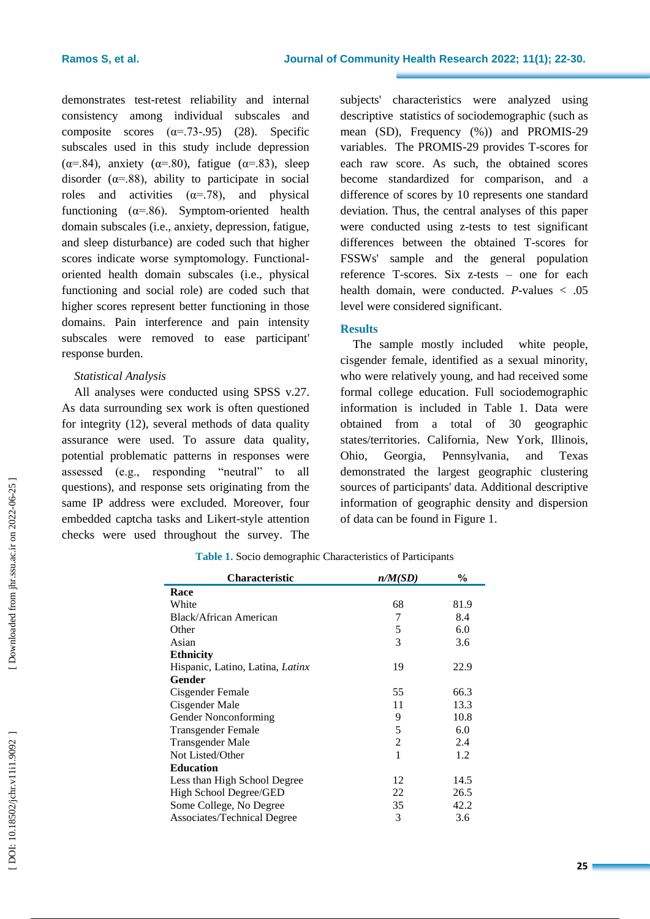demonstrates test-retest reliability and internal consistency among individual subscales and composite scores (α=.73-.95) (28). Specific subscales used in this study include depression (α=.84), anxiety (α=.80), fatigue (α=.83), sleep disorder (α=.88), ability to participate in social roles and activities (α=.78), and physical functioning (α=.86). Symptom-oriented health domain subscales (i.e., anxiety, depression, fatigue, and sleep disturbance) are coded such that higher scores indicate worse symptomology. Functional-oriented health domain subscales (i.e., physical functioning and social role) are coded such that higher scores represent better functioning in those domains. Pain interference and pain intensity subscales were removed to ease participant' response burden.

*Statistical Analysis*

All analyses were conducted using SPSS v.27. As data surrounding sex work is often questioned for integrity (12), several methods of data quality assurance were used. To assure data quality, potential problematic patterns in responses were assessed (e.g., responding "neutral" to all questions), and response sets originating from the same IP address were excluded. Moreover, four embedded captcha tasks and Likert-style attention checks were used throughout the survey. The subjects' characteristics were analyzed using descriptive statistics of sociodemographic (such as mean (SD), Frequency (%)) and PROMIS-29 variables. The PROMIS-29 provides T-scores for each raw score. As such, the obtained scores become standardized for comparison, and a difference of scores by 10 represents one standard deviation. Thus, the central analyses of this paper were conducted using z-tests to test significant differences between the obtained T-scores for FSSWs' sample and the general population reference T-scores. Six z-tests – one for each health domain, were conducted. *P*-values < .05 level were considered significant.

## Results

The sample mostly included white people, cisgender female, identified as a sexual minority, who were relatively young, and had received some formal college education. Full sociodemographic information is included in Table 1. Data were obtained from a total of 30 geographic states/territories. California, New York, Illinois, Ohio, Georgia, Pennsylvania, and Texas demonstrated the largest geographic clustering sources of participants' data. Additional descriptive information of geographic density and dispersion of data can be found in Figure 1.

**Table 1.** Socio demographic Characteristics of Participants

| Characteristic | *n/M(SD)* | % |
|---|---|---|
| **Race** | | |
| White | 68 | 81.9 |
| Black/African American | 7 | 8.4 |
| Other | 5 | 6.0 |
| Asian | 3 | 3.6 |
| **Ethnicity** | | |
| Hispanic, Latino, Latina, *Latinx* | 19 | 22.9 |
| **Gender** | | |
| Cisgender Female | 55 | 66.3 |
| Cisgender Male | 11 | 13.3 |
| Gender Nonconforming | 9 | 10.8 |
| Transgender Female | 5 | 6.0 |
| Transgender Male | 2 | 2.4 |
| Not Listed/Other | 1 | 1.2 |
| **Education** | | |
| Less than High School Degree | 12 | 14.5 |
| High School Degree/GED | 22 | 26.5 |
| Some College, No Degree | 35 | 42.2 |
| Associates/Technical Degree | 3 | 3.6 |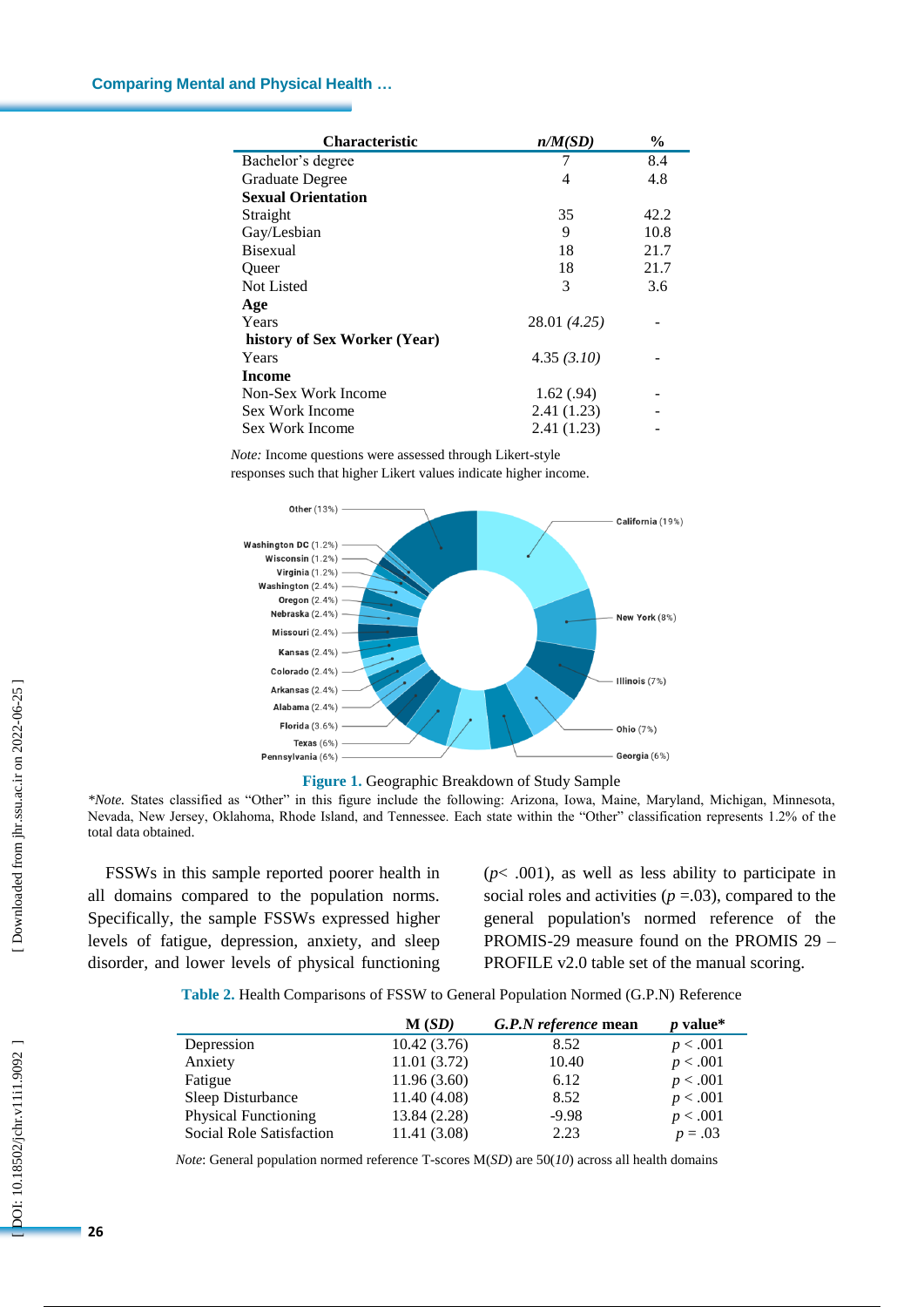| Characteristic | n/M(SD) | % |
|---|---|---|
| Bachelor's degree | 7 | 8.4 |
| Graduate Degree | 4 | 4.8 |
| **Sexual Orientation** | | |
| Straight | 35 | 42.2 |
| Gay/Lesbian | 9 | 10.8 |
| Bisexual | 18 | 21.7 |
| Queer | 18 | 21.7 |
| Not Listed | 3 | 3.6 |
| **Age** | | |
| Years | 28.01 *(4.25)* | - |
| **history of Sex Worker (Year)** | | |
| Years | 4.35 *(3.10)* | - |
| **Income** | | |
| Non-Sex Work Income | 1.62 (.94) | - |
| Sex Work Income | 2.41 (1.23) | - |
| Sex Work Income | 2.41 (1.23) | - |

*Note:* Income questions were assessed through Likert-style responses such that higher Likert values indicate higher income.

**Figure 1.** Geographic Breakdown of Study Sample

*\*Note.* States classified as "Other" in this figure include the following: Arizona, Iowa, Maine, Maryland, Michigan, Minnesota, Nevada, New Jersey, Oklahoma, Rhode Island, and Tennessee. Each state within the "Other" classification represents 1.2% of the total data obtained.

FSSWs in this sample reported poorer health in all domains compared to the population norms. Specifically, the sample FSSWs expressed higher levels of fatigue, depression, anxiety, and sleep disorder, and lower levels of physical functioning ($p < .001$), as well as less ability to participate in social roles and activities ($p = .03$), compared to the general population's normed reference of the PROMIS-29 measure found on the PROMIS 29 – PROFILE v2.0 table set of the manual scoring.

**Table 2.** Health Comparisons of FSSW to General Population Normed (G.P.N) Reference

| | M (*SD*) | *G.P.N reference* mean | *p* value* |
|---|---|---|---|
| Depression | 10.42 (3.76) | 8.52 | $p < .001$ |
| Anxiety | 11.01 (3.72) | 10.40 | $p < .001$ |
| Fatigue | 11.96 (3.60) | 6.12 | $p < .001$ |
| Sleep Disturbance | 11.40 (4.08) | 8.52 | $p < .001$ |
| Physical Functioning | 13.84 (2.28) | -9.98 | $p < .001$ |
| Social Role Satisfaction | 11.41 (3.08) | 2.23 | $p = .03$ |

*Note*: General population normed reference T-scores M(*SD*) are 50(*10*) across all health domains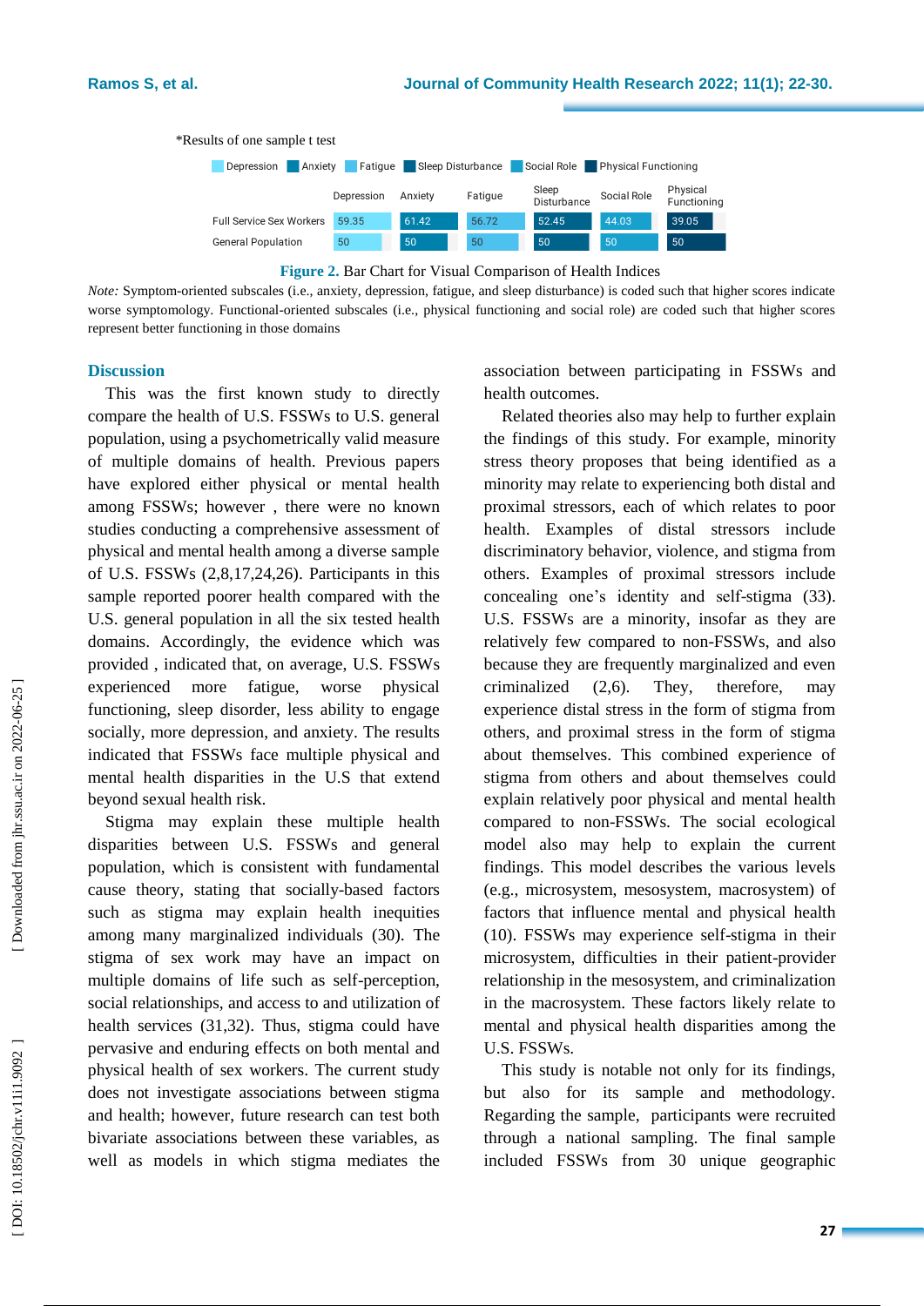*Results of one sample t test

| | Depression | Anxiety | Fatigue | Sleep Disturbance | Social Role | Physical Functioning |
|---|---|---|---|---|---|---|
| Full Service Sex Workers | 59.35 | 61.42 | 56.72 | 52.45 | 44.03 | 39.05 |
| General Population | 50 | 50 | 50 | 50 | 50 | 50 |

**Figure 2.** Bar Chart for Visual Comparison of Health Indices

*Note:* Symptom-oriented subscales (i.e., anxiety, depression, fatigue, and sleep disturbance) is coded such that higher scores indicate worse symptomology. Functional-oriented subscales (i.e., physical functioning and social role) are coded such that higher scores represent better functioning in those domains

## Discussion

This was the first known study to directly compare the health of U.S. FSSWs to U.S. general population, using a psychometrically valid measure of multiple domains of health. Previous papers have explored either physical or mental health among FSSWs; however , there were no known studies conducting a comprehensive assessment of physical and mental health among a diverse sample of U.S. FSSWs (2,8,17,24,26). Participants in this sample reported poorer health compared with the U.S. general population in all the six tested health domains. Accordingly, the evidence which was provided , indicated that, on average, U.S. FSSWs experienced more fatigue, worse physical functioning, sleep disorder, less ability to engage socially, more depression, and anxiety. The results indicated that FSSWs face multiple physical and mental health disparities in the U.S that extend beyond sexual health risk.

Stigma may explain these multiple health disparities between U.S. FSSWs and general population, which is consistent with fundamental cause theory, stating that socially-based factors such as stigma may explain health inequities among many marginalized individuals (30). The stigma of sex work may have an impact on multiple domains of life such as self-perception, social relationships, and access to and utilization of health services (31,32). Thus, stigma could have pervasive and enduring effects on both mental and physical health of sex workers. The current study does not investigate associations between stigma and health; however, future research can test both bivariate associations between these variables, as well as models in which stigma mediates the association between participating in FSSWs and health outcomes.

Related theories also may help to further explain the findings of this study. For example, minority stress theory proposes that being identified as a minority may relate to experiencing both distal and proximal stressors, each of which relates to poor health. Examples of distal stressors include discriminatory behavior, violence, and stigma from others. Examples of proximal stressors include concealing one's identity and self-stigma (33). U.S. FSSWs are a minority, insofar as they are relatively few compared to non-FSSWs, and also because they are frequently marginalized and even criminalized (2,6). They, therefore, may experience distal stress in the form of stigma from others, and proximal stress in the form of stigma about themselves. This combined experience of stigma from others and about themselves could explain relatively poor physical and mental health compared to non-FSSWs. The social ecological model also may help to explain the current findings. This model describes the various levels (e.g., microsystem, mesosystem, macrosystem) of factors that influence mental and physical health (10). FSSWs may experience self-stigma in their microsystem, difficulties in their patient-provider relationship in the mesosystem, and criminalization in the macrosystem. These factors likely relate to mental and physical health disparities among the U.S. FSSWs.

This study is notable not only for its findings, but also for its sample and methodology. Regarding the sample, participants were recruited through a national sampling. The final sample included FSSWs from 30 unique geographic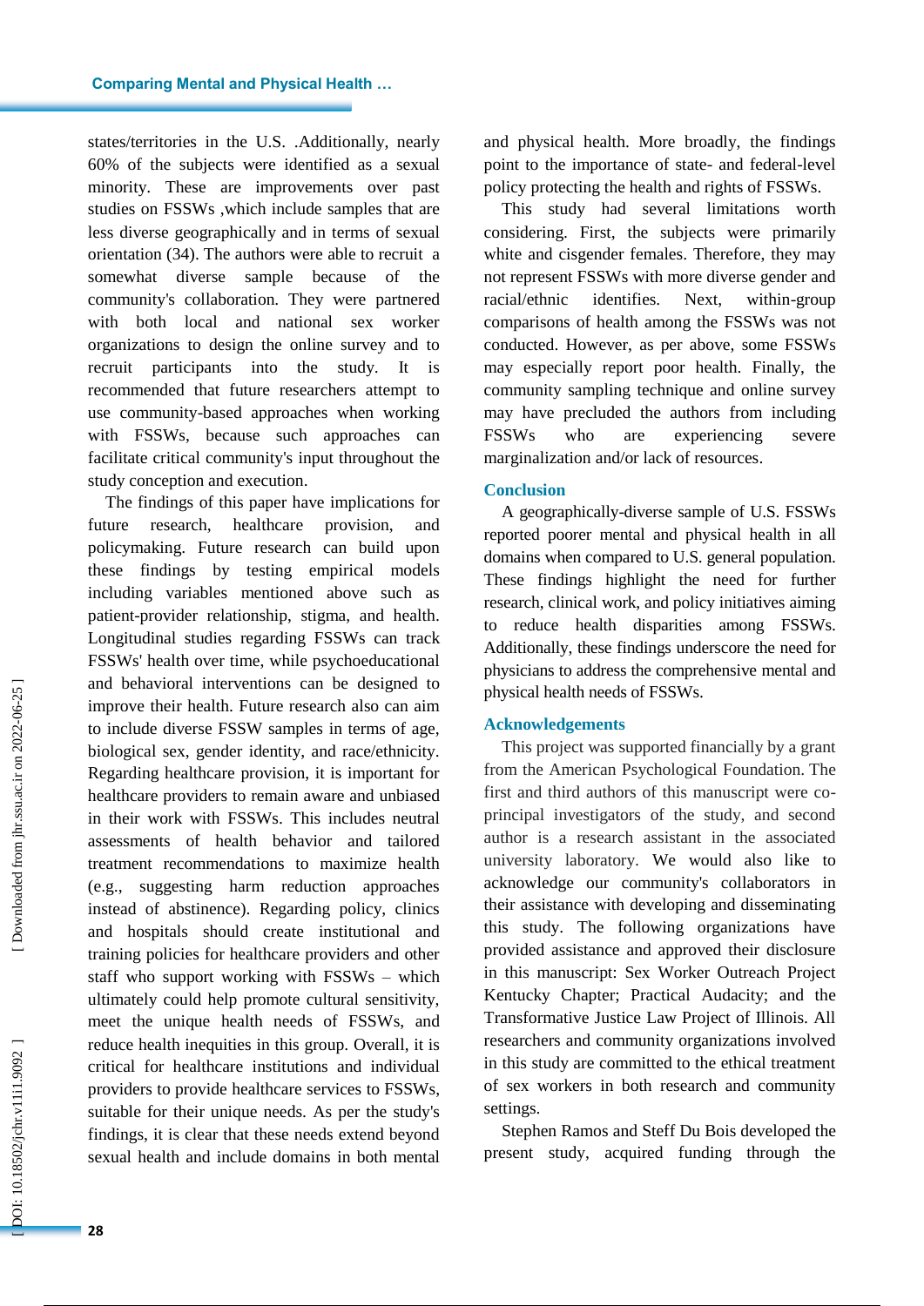states/territories in the U.S. .Additionally, nearly 60% of the subjects were identified as a sexual minority. These are improvements over past studies on FSSWs ,which include samples that are less diverse geographically and in terms of sexual orientation (34). The authors were able to recruit a somewhat diverse sample because of the community's collaboration. They were partnered with both local and national sex worker organizations to design the online survey and to recruit participants into the study. It is recommended that future researchers attempt to use community-based approaches when working with FSSWs, because such approaches can facilitate critical community's input throughout the study conception and execution.

The findings of this paper have implications for future research, healthcare provision, and policymaking. Future research can build upon these findings by testing empirical models including variables mentioned above such as patient-provider relationship, stigma, and health. Longitudinal studies regarding FSSWs can track FSSWs' health over time, while psychoeducational and behavioral interventions can be designed to improve their health. Future research also can aim to include diverse FSSW samples in terms of age, biological sex, gender identity, and race/ethnicity. Regarding healthcare provision, it is important for healthcare providers to remain aware and unbiased in their work with FSSWs. This includes neutral assessments of health behavior and tailored treatment recommendations to maximize health (e.g., suggesting harm reduction approaches instead of abstinence). Regarding policy, clinics and hospitals should create institutional and training policies for healthcare providers and other staff who support working with FSSWs – which ultimately could help promote cultural sensitivity, meet the unique health needs of FSSWs, and reduce health inequities in this group. Overall, it is critical for healthcare institutions and individual providers to provide healthcare services to FSSWs, suitable for their unique needs. As per the study's findings, it is clear that these needs extend beyond sexual health and include domains in both mental and physical health. More broadly, the findings point to the importance of state- and federal-level policy protecting the health and rights of FSSWs.

This study had several limitations worth considering. First, the subjects were primarily white and cisgender females. Therefore, they may not represent FSSWs with more diverse gender and racial/ethnic identifies. Next, within-group comparisons of health among the FSSWs was not conducted. However, as per above, some FSSWs may especially report poor health. Finally, the community sampling technique and online survey may have precluded the authors from including FSSWs who are experiencing severe marginalization and/or lack of resources.

## Conclusion

A geographically-diverse sample of U.S. FSSWs reported poorer mental and physical health in all domains when compared to U.S. general population. These findings highlight the need for further research, clinical work, and policy initiatives aiming to reduce health disparities among FSSWs. Additionally, these findings underscore the need for physicians to address the comprehensive mental and physical health needs of FSSWs.

## Acknowledgements

This project was supported financially by a grant from the American Psychological Foundation. The first and third authors of this manuscript were co-principal investigators of the study, and second author is a research assistant in the associated university laboratory. We would also like to acknowledge our community's collaborators in their assistance with developing and disseminating this study. The following organizations have provided assistance and approved their disclosure in this manuscript: Sex Worker Outreach Project Kentucky Chapter; Practical Audacity; and the Transformative Justice Law Project of Illinois. All researchers and community organizations involved in this study are committed to the ethical treatment of sex workers in both research and community settings.

Stephen Ramos and Steff Du Bois developed the present study, acquired funding through the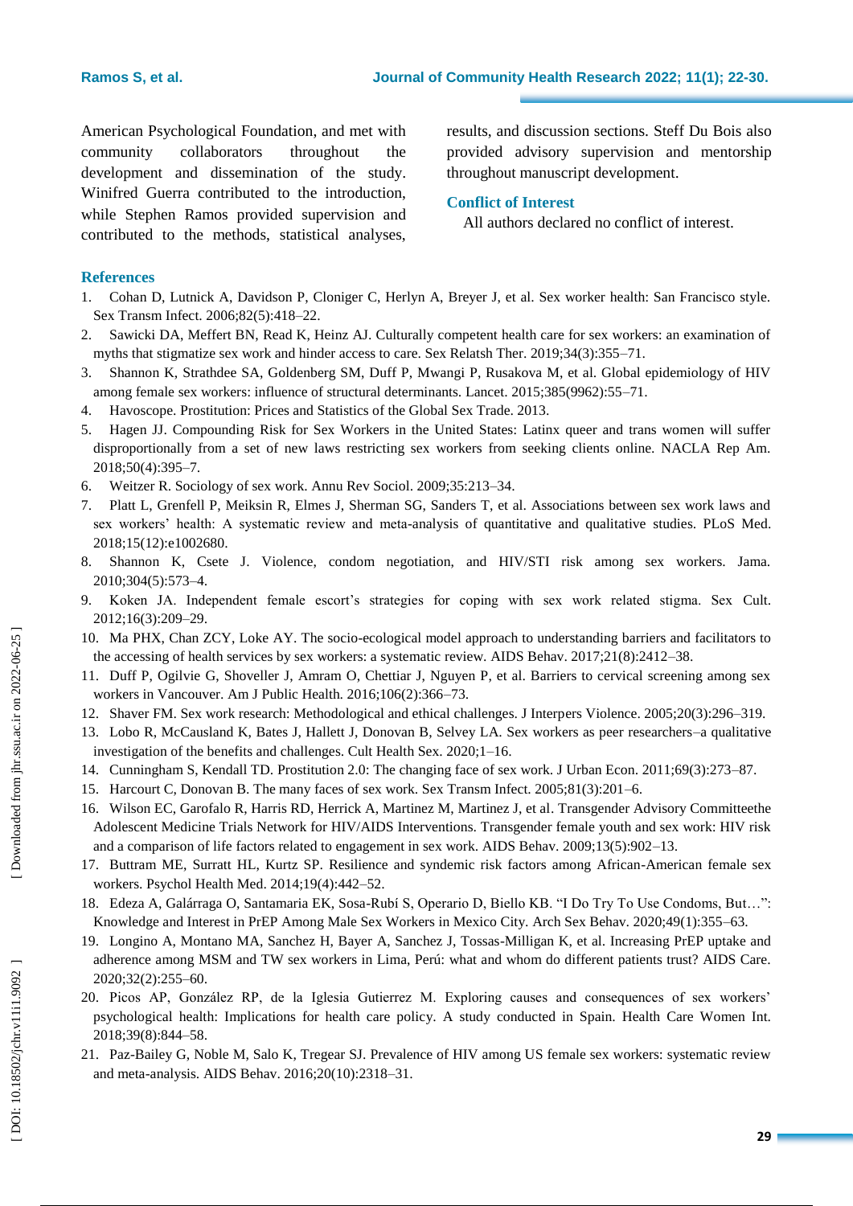American Psychological Foundation, and met with community collaborators throughout the development and dissemination of the study. Winifred Guerra contributed to the introduction, while Stephen Ramos provided supervision and contributed to the methods, statistical analyses, results, and discussion sections. Steff Du Bois also provided advisory supervision and mentorship throughout manuscript development.

## Conflict of Interest

All authors declared no conflict of interest.

## References

1. Cohan D, Lutnick A, Davidson P, Cloniger C, Herlyn A, Breyer J, et al. Sex worker health: San Francisco style. Sex Transm Infect. 2006;82(5):418–22.
2. Sawicki DA, Meffert BN, Read K, Heinz AJ. Culturally competent health care for sex workers: an examination of myths that stigmatize sex work and hinder access to care. Sex Relatsh Ther. 2019;34(3):355–71.
3. Shannon K, Strathdee SA, Goldenberg SM, Duff P, Mwangi P, Rusakova M, et al. Global epidemiology of HIV among female sex workers: influence of structural determinants. Lancet. 2015;385(9962):55–71.
4. Havoscope. Prostitution: Prices and Statistics of the Global Sex Trade. 2013.
5. Hagen JJ. Compounding Risk for Sex Workers in the United States: Latinx queer and trans women will suffer disproportionally from a set of new laws restricting sex workers from seeking clients online. NACLA Rep Am. 2018;50(4):395–7.
6. Weitzer R. Sociology of sex work. Annu Rev Sociol. 2009;35:213–34.
7. Platt L, Grenfell P, Meiksin R, Elmes J, Sherman SG, Sanders T, et al. Associations between sex work laws and sex workers' health: A systematic review and meta-analysis of quantitative and qualitative studies. PLoS Med. 2018;15(12):e1002680.
8. Shannon K, Csete J. Violence, condom negotiation, and HIV/STI risk among sex workers. Jama. 2010;304(5):573–4.
9. Koken JA. Independent female escort's strategies for coping with sex work related stigma. Sex Cult. 2012;16(3):209–29.
10. Ma PHX, Chan ZCY, Loke AY. The socio-ecological model approach to understanding barriers and facilitators to the accessing of health services by sex workers: a systematic review. AIDS Behav. 2017;21(8):2412–38.
11. Duff P, Ogilvie G, Shoveller J, Amram O, Chettiar J, Nguyen P, et al. Barriers to cervical screening among sex workers in Vancouver. Am J Public Health. 2016;106(2):366–73.
12. Shaver FM. Sex work research: Methodological and ethical challenges. J Interpers Violence. 2005;20(3):296–319.
13. Lobo R, McCausland K, Bates J, Hallett J, Donovan B, Selvey LA. Sex workers as peer researchers–a qualitative investigation of the benefits and challenges. Cult Health Sex. 2020;1–16.
14. Cunningham S, Kendall TD. Prostitution 2.0: The changing face of sex work. J Urban Econ. 2011;69(3):273–87.
15. Harcourt C, Donovan B. The many faces of sex work. Sex Transm Infect. 2005;81(3):201–6.
16. Wilson EC, Garofalo R, Harris RD, Herrick A, Martinez M, Martinez J, et al. Transgender Advisory Committeethe Adolescent Medicine Trials Network for HIV/AIDS Interventions. Transgender female youth and sex work: HIV risk and a comparison of life factors related to engagement in sex work. AIDS Behav. 2009;13(5):902–13.
17. Buttram ME, Surratt HL, Kurtz SP. Resilience and syndemic risk factors among African-American female sex workers. Psychol Health Med. 2014;19(4):442–52.
18. Edeza A, Galárraga O, Santamaria EK, Sosa-Rubí S, Operario D, Biello KB. "I Do Try To Use Condoms, But…": Knowledge and Interest in PrEP Among Male Sex Workers in Mexico City. Arch Sex Behav. 2020;49(1):355–63.
19. Longino A, Montano MA, Sanchez H, Bayer A, Sanchez J, Tossas-Milligan K, et al. Increasing PrEP uptake and adherence among MSM and TW sex workers in Lima, Perú: what and whom do different patients trust? AIDS Care. 2020;32(2):255–60.
20. Picos AP, González RP, de la Iglesia Gutierrez M. Exploring causes and consequences of sex workers' psychological health: Implications for health care policy. A study conducted in Spain. Health Care Women Int. 2018;39(8):844–58.
21. Paz-Bailey G, Noble M, Salo K, Tregear SJ. Prevalence of HIV among US female sex workers: systematic review and meta-analysis. AIDS Behav. 2016;20(10):2318–31.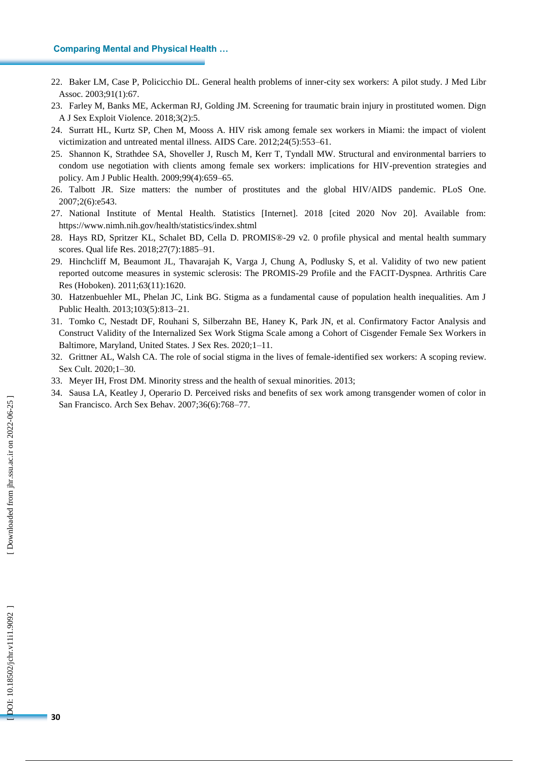22. Baker LM, Case P, Policicchio DL. General health problems of inner-city sex workers: A pilot study. J Med Libr Assoc. 2003;91(1):67.
23. Farley M, Banks ME, Ackerman RJ, Golding JM. Screening for traumatic brain injury in prostituted women. Dign A J Sex Exploit Violence. 2018;3(2):5.
24. Surratt HL, Kurtz SP, Chen M, Mooss A. HIV risk among female sex workers in Miami: the impact of violent victimization and untreated mental illness. AIDS Care. 2012;24(5):553–61.
25. Shannon K, Strathdee SA, Shoveller J, Rusch M, Kerr T, Tyndall MW. Structural and environmental barriers to condom use negotiation with clients among female sex workers: implications for HIV-prevention strategies and policy. Am J Public Health. 2009;99(4):659–65.
26. Talbott JR. Size matters: the number of prostitutes and the global HIV/AIDS pandemic. PLoS One. 2007;2(6):e543.
27. National Institute of Mental Health. Statistics [Internet]. 2018 [cited 2020 Nov 20]. Available from: https://www.nimh.nih.gov/health/statistics/index.shtml
28. Hays RD, Spritzer KL, Schalet BD, Cella D. PROMIS®-29 v2. 0 profile physical and mental health summary scores. Qual life Res. 2018;27(7):1885–91.
29. Hinchcliff M, Beaumont JL, Thavarajah K, Varga J, Chung A, Podlusky S, et al. Validity of two new patient reported outcome measures in systemic sclerosis: The PROMIS-29 Profile and the FACIT-Dyspnea. Arthritis Care Res (Hoboken). 2011;63(11):1620.
30. Hatzenbuehler ML, Phelan JC, Link BG. Stigma as a fundamental cause of population health inequalities. Am J Public Health. 2013;103(5):813–21.
31. Tomko C, Nestadt DF, Rouhani S, Silberzahn BE, Haney K, Park JN, et al. Confirmatory Factor Analysis and Construct Validity of the Internalized Sex Work Stigma Scale among a Cohort of Cisgender Female Sex Workers in Baltimore, Maryland, United States. J Sex Res. 2020;1–11.
32. Grittner AL, Walsh CA. The role of social stigma in the lives of female-identified sex workers: A scoping review. Sex Cult. 2020;1–30.
33. Meyer IH, Frost DM. Minority stress and the health of sexual minorities. 2013;
34. Sausa LA, Keatley J, Operario D. Perceived risks and benefits of sex work among transgender women of color in San Francisco. Arch Sex Behav. 2007;36(6):768–77.